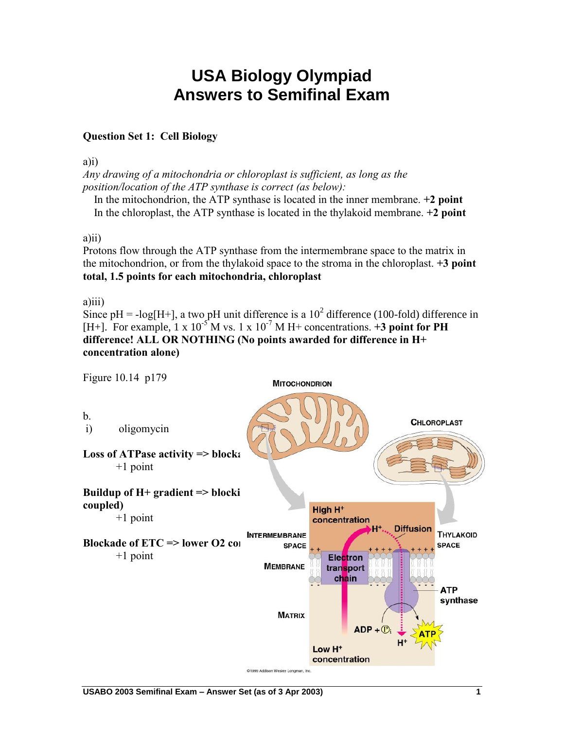# USA Biology Olympiad
# Answers to Semifinal Exam

**Question Set 1: Cell Biology**

a)i)

*Any drawing of a mitochondria or chloroplast is sufficient, as long as the position/location of the ATP synthase is correct (as below):*

In the mitochondrion, the ATP synthase is located in the inner membrane. **+2 point**

In the chloroplast, the ATP synthase is located in the thylakoid membrane. **+2 point**

a)ii)

Protons flow through the ATP synthase from the intermembrane space to the matrix in the mitochondrion, or from the thylakoid space to the stroma in the chloroplast. **+3 point total, 1.5 points for each mitochondria, chloroplast**

a)iii)

Since pH = -log[H+], a two pH unit difference is a $10^2$ difference (100-fold) difference in [H+]. For example, $1 \times 10^{-5}$ M vs. $1 \times 10^{-7}$ M H+ concentrations. **+3 point for PH difference! ALL OR NOTHING (No points awarded for difference in H+ concentration alone)**

Figure 10.14 p179

b.

i) oligomycin

**Loss of ATPase activity => blocka**

+1 point

**Buildup of H+ gradient => blocki coupled)**

+1 point

**Blockade of ETC => lower O2 co**

+1 point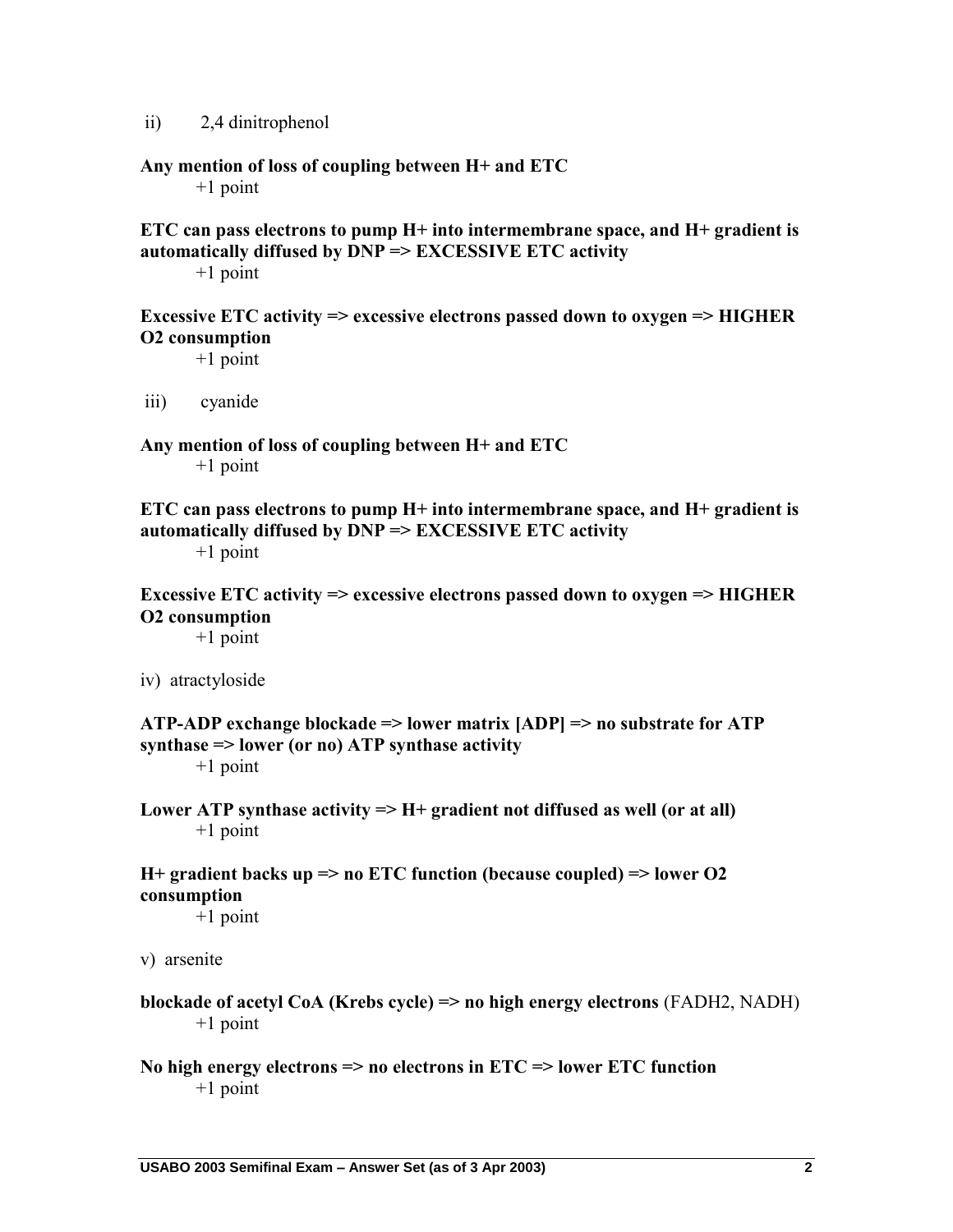ii) 2,4 dinitrophenol

**Any mention of loss of coupling between H+ and ETC**
+1 point

**ETC can pass electrons to pump H+ into intermembrane space, and H+ gradient is automatically diffused by DNP => EXCESSIVE ETC activity**
+1 point

**Excessive ETC activity => excessive electrons passed down to oxygen => HIGHER O2 consumption**
+1 point

iii) cyanide

**Any mention of loss of coupling between H+ and ETC**
+1 point

**ETC can pass electrons to pump H+ into intermembrane space, and H+ gradient is automatically diffused by DNP => EXCESSIVE ETC activity**
+1 point

**Excessive ETC activity => excessive electrons passed down to oxygen => HIGHER O2 consumption**
+1 point

iv) atractyloside

**ATP-ADP exchange blockade => lower matrix [ADP] => no substrate for ATP synthase => lower (or no) ATP synthase activity**
+1 point

**Lower ATP synthase activity => H+ gradient not diffused as well (or at all)**
+1 point

**H+ gradient backs up => no ETC function (because coupled) => lower O2 consumption**
+1 point

v) arsenite

**blockade of acetyl CoA (Krebs cycle) => no high energy electrons** (FADH2, NADH)
+1 point

**No high energy electrons => no electrons in ETC => lower ETC function**
+1 point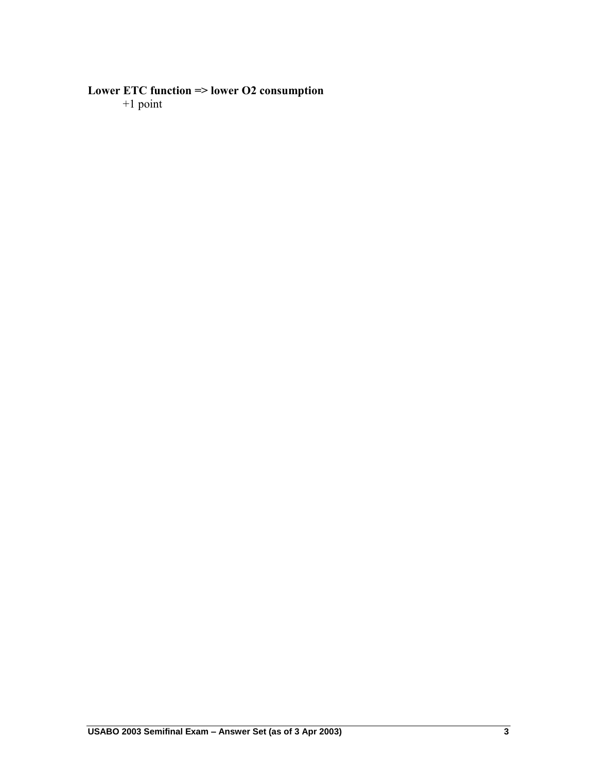**Lower ETC function => lower $O_2$ consumption**

+1 point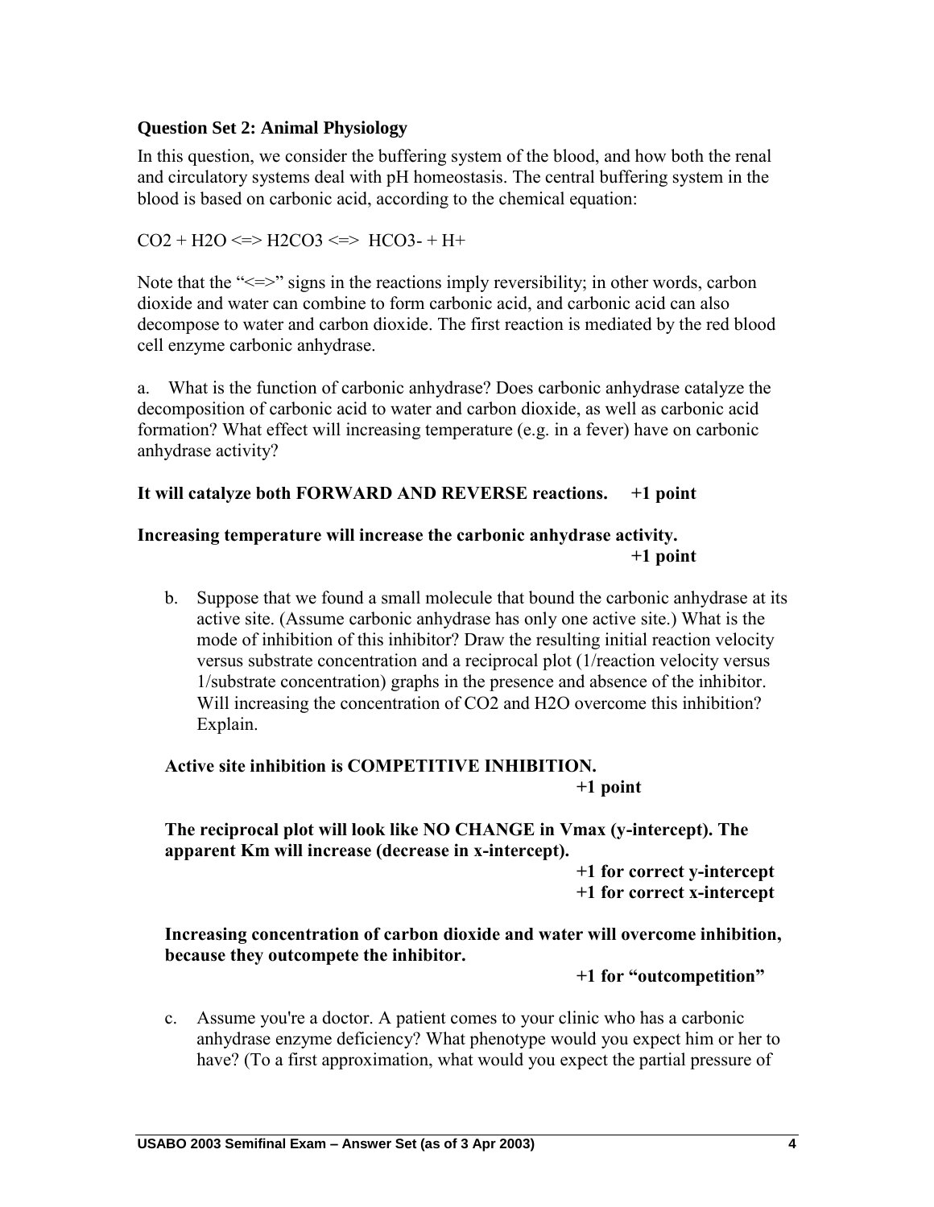**Question Set 2: Animal Physiology**

In this question, we consider the buffering system of the blood, and how both the renal and circulatory systems deal with pH homeostasis. The central buffering system in the blood is based on carbonic acid, according to the chemical equation:

$CO_2 + H_2O \Leftrightarrow H_2CO_3 \Leftrightarrow HCO_3^- + H^+$

Note that the "<=>" signs in the reactions imply reversibility; in other words, carbon dioxide and water can combine to form carbonic acid, and carbonic acid can also decompose to water and carbon dioxide. The first reaction is mediated by the red blood cell enzyme carbonic anhydrase.

a. What is the function of carbonic anhydrase? Does carbonic anhydrase catalyze the decomposition of carbonic acid to water and carbon dioxide, as well as carbonic acid formation? What effect will increasing temperature (e.g. in a fever) have on carbonic anhydrase activity?

**It will catalyze both FORWARD AND REVERSE reactions. +1 point**

**Increasing temperature will increase the carbonic anhydrase activity. +1 point**

b. Suppose that we found a small molecule that bound the carbonic anhydrase at its active site. (Assume carbonic anhydrase has only one active site.) What is the mode of inhibition of this inhibitor? Draw the resulting initial reaction velocity versus substrate concentration and a reciprocal plot (1/reaction velocity versus 1/substrate concentration) graphs in the presence and absence of the inhibitor. Will increasing the concentration of $CO_2$ and $H_2O$ overcome this inhibition? Explain.

**Active site inhibition is COMPETITIVE INHIBITION. +1 point**

**The reciprocal plot will look like NO CHANGE in Vmax (y-intercept). The apparent Km will increase (decrease in x-intercept).**

**+1 for correct y-intercept**
**+1 for correct x-intercept**

**Increasing concentration of carbon dioxide and water will overcome inhibition, because they outcompete the inhibitor.**

**+1 for "outcompetition"**

c. Assume you're a doctor. A patient comes to your clinic who has a carbonic anhydrase enzyme deficiency? What phenotype would you expect him or her to have? (To a first approximation, what would you expect the partial pressure of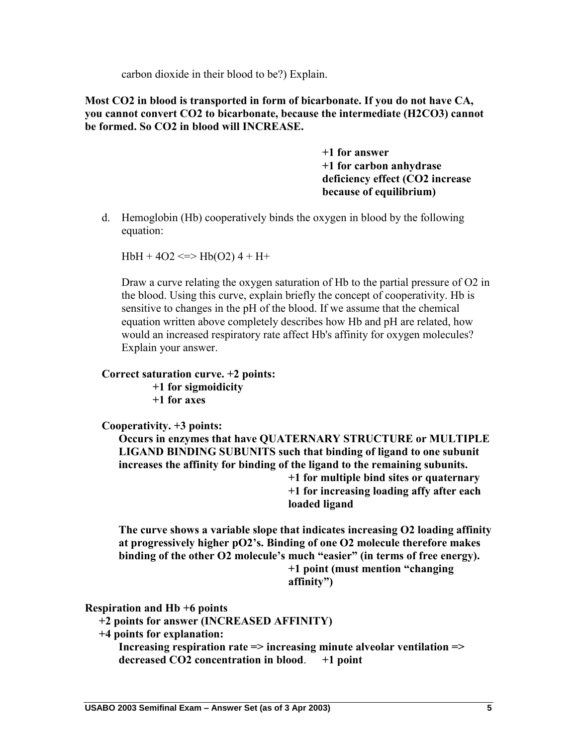carbon dioxide in their blood to be?) Explain.

**Most $CO_2$ in blood is transported in form of bicarbonate. If you do not have CA, you cannot convert $CO_2$ to bicarbonate, because the intermediate ($H_2CO_3$) cannot be formed. So $CO_2$ in blood will INCREASE.**

**+1 for answer**
**+1 for carbon anhydrase deficiency effect ($CO_2$ increase because of equilibrium)**

d. Hemoglobin (Hb) cooperatively binds the oxygen in blood by the following equation:

   $HbH + 4O_2 <=> Hb(O_2)_4 + H^+$

   Draw a curve relating the oxygen saturation of Hb to the partial pressure of $O_2$ in the blood. Using this curve, explain briefly the concept of cooperativity. Hb is sensitive to changes in the pH of the blood. If we assume that the chemical equation written above completely describes how Hb and pH are related, how would an increased respiratory rate affect Hb's affinity for oxygen molecules? Explain your answer.

**Correct saturation curve. +2 points:**
**+1 for sigmoidicity**
**+1 for axes**

**Cooperativity. +3 points:**
**Occurs in enzymes that have QUATERNARY STRUCTURE or MULTIPLE LIGAND BINDING SUBUNITS such that binding of ligand to one subunit increases the affinity for binding of the ligand to the remaining subunits.**
**+1 for multiple bind sites or quaternary**
**+1 for increasing loading affy after each loaded ligand**

**The curve shows a variable slope that indicates increasing $O_2$ loading affinity at progressively higher $pO_2$'s. Binding of one $O_2$ molecule therefore makes binding of the other $O_2$ molecule's much "easier" (in terms of free energy).**
**+1 point (must mention "changing affinity")**

**Respiration and Hb +6 points**
**+2 points for answer (INCREASED AFFINITY)**
**+4 points for explanation:**
**Increasing respiration rate => increasing minute alveolar ventilation => decreased $CO_2$ concentration in blood.** **+1 point**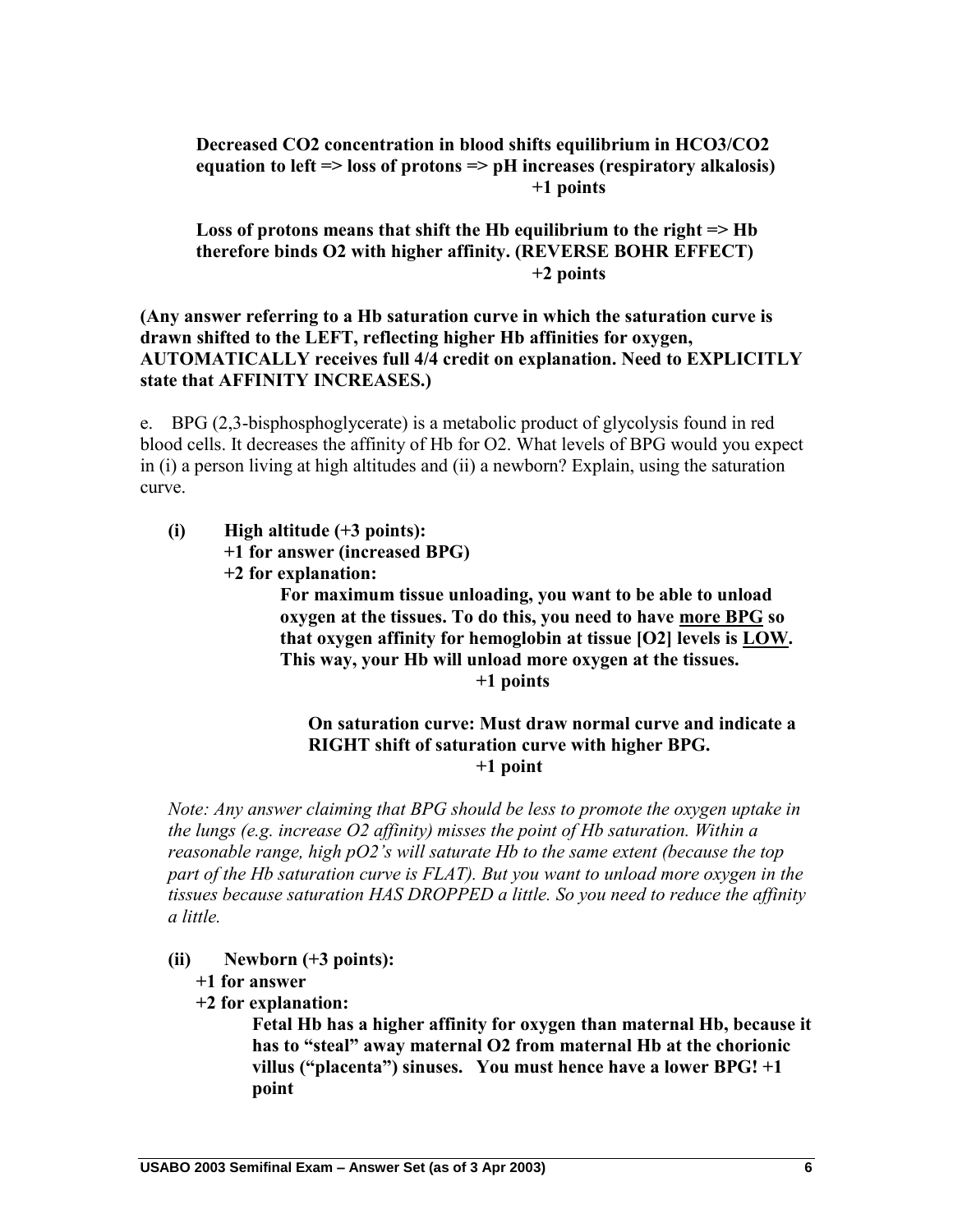**Decreased $CO_2$ concentration in blood shifts equilibrium in $HCO_3/CO_2$ equation to left => loss of protons => pH increases (respiratory alkalosis)**
**+1 points**

**Loss of protons means that shift the Hb equilibrium to the right => Hb therefore binds $O_2$ with higher affinity. (REVERSE BOHR EFFECT)**
**+2 points**

**(Any answer referring to a Hb saturation curve in which the saturation curve is drawn shifted to the LEFT, reflecting higher Hb affinities for oxygen, AUTOMATICALLY receives full 4/4 credit on explanation. Need to EXPLICITLY state that AFFINITY INCREASES.)**

e. BPG (2,3-bisphosphoglycerate) is a metabolic product of glycolysis found in red blood cells. It decreases the affinity of Hb for $O_2$. What levels of BPG would you expect in (i) a person living at high altitudes and (ii) a newborn? Explain, using the saturation curve.

**(i) High altitude (+3 points):**
**+1 for answer (increased BPG)**
**+2 for explanation:**

**For maximum tissue unloading, you want to be able to unload oxygen at the tissues. To do this, you need to have <u>more BPG</u> so that oxygen affinity for hemoglobin at tissue [$O_2$] levels is <u>LOW</u>. This way, your Hb will unload more oxygen at the tissues.**
**+1 points**

**On saturation curve: Must draw normal curve and indicate a RIGHT shift of saturation curve with higher BPG.**
**+1 point**

*Note: Any answer claiming that BPG should be less to promote the oxygen uptake in the lungs (e.g. increase $O_2$ affinity) misses the point of Hb saturation. Within a reasonable range, high $pO_2$'s will saturate Hb to the same extent (because the top part of the Hb saturation curve is FLAT). But you want to unload more oxygen in the tissues because saturation HAS DROPPED a little. So you need to reduce the affinity a little.*

**(ii) Newborn (+3 points):**
**+1 for answer**
**+2 for explanation:**

**Fetal Hb has a higher affinity for oxygen than maternal Hb, because it has to "steal" away maternal $O_2$ from maternal Hb at the chorionic villus ("placenta") sinuses. You must hence have a lower BPG! +1 point**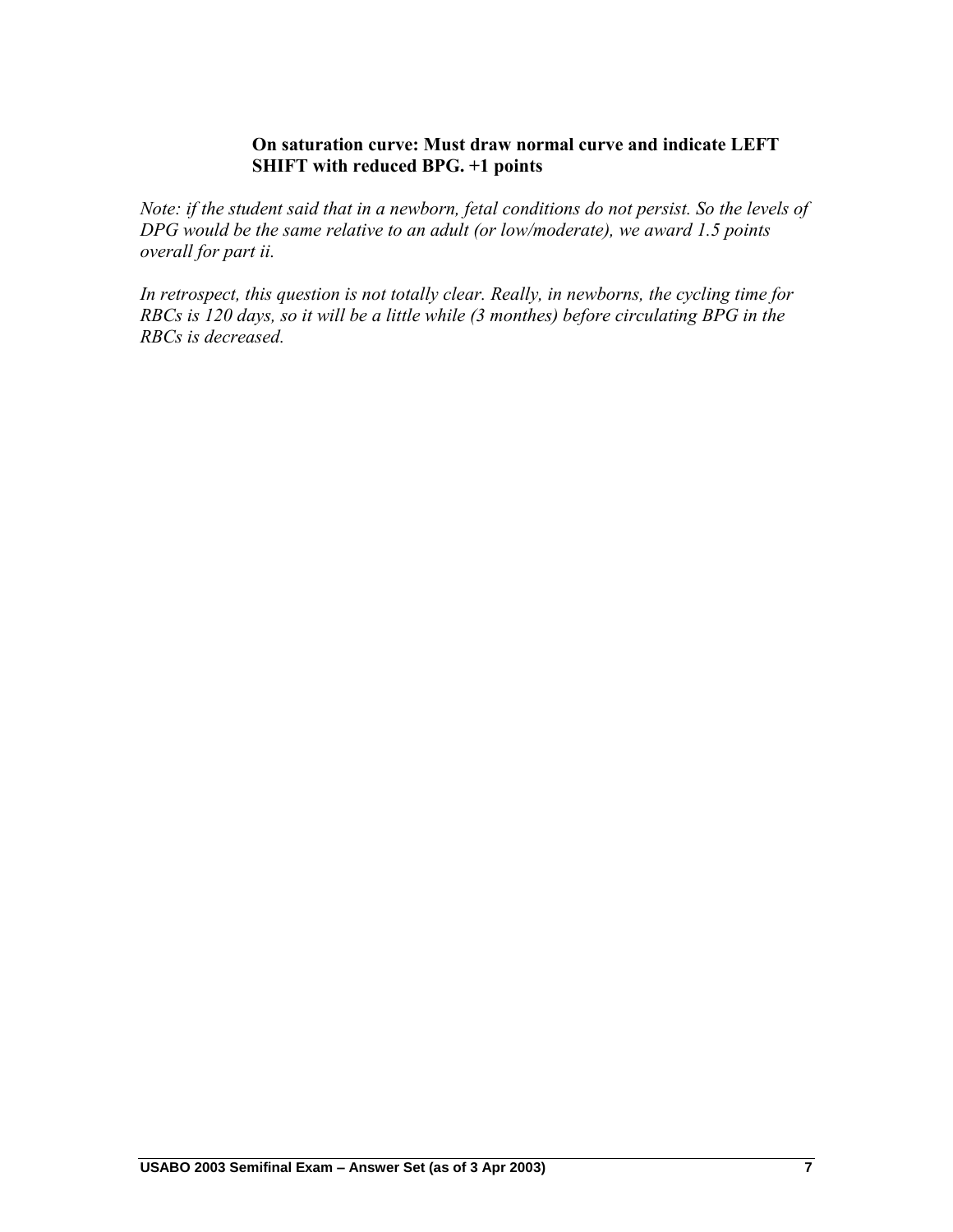**On saturation curve: Must draw normal curve and indicate LEFT SHIFT with reduced BPG. +1 points**

*Note: if the student said that in a newborn, fetal conditions do not persist. So the levels of DPG would be the same relative to an adult (or low/moderate), we award 1.5 points overall for part ii.*

*In retrospect, this question is not totally clear. Really, in newborns, the cycling time for RBCs is 120 days, so it will be a little while (3 monthes) before circulating BPG in the RBCs is decreased.*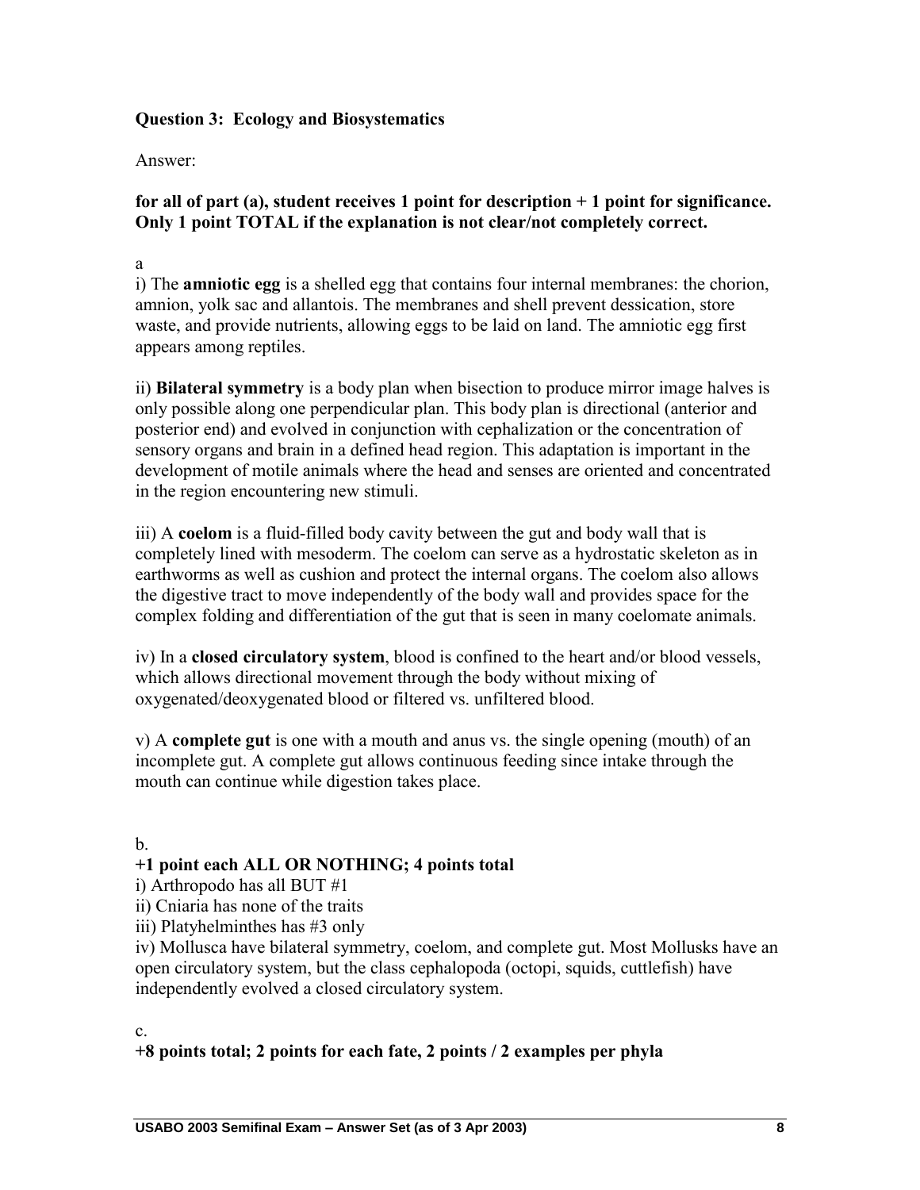**Question 3: Ecology and Biosystematics**

Answer:

**for all of part (a), student receives 1 point for description + 1 point for significance. Only 1 point TOTAL if the explanation is not clear/not completely correct.**

a

i) The **amniotic egg** is a shelled egg that contains four internal membranes: the chorion, amnion, yolk sac and allantois. The membranes and shell prevent dessication, store waste, and provide nutrients, allowing eggs to be laid on land. The amniotic egg first appears among reptiles.

ii) **Bilateral symmetry** is a body plan when bisection to produce mirror image halves is only possible along one perpendicular plan. This body plan is directional (anterior and posterior end) and evolved in conjunction with cephalization or the concentration of sensory organs and brain in a defined head region. This adaptation is important in the development of motile animals where the head and senses are oriented and concentrated in the region encountering new stimuli.

iii) A **coelom** is a fluid-filled body cavity between the gut and body wall that is completely lined with mesoderm. The coelom can serve as a hydrostatic skeleton as in earthworms as well as cushion and protect the internal organs. The coelom also allows the digestive tract to move independently of the body wall and provides space for the complex folding and differentiation of the gut that is seen in many coelomate animals.

iv) In a **closed circulatory system**, blood is confined to the heart and/or blood vessels, which allows directional movement through the body without mixing of oxygenated/deoxygenated blood or filtered vs. unfiltered blood.

v) A **complete gut** is one with a mouth and anus vs. the single opening (mouth) of an incomplete gut. A complete gut allows continuous feeding since intake through the mouth can continue while digestion takes place.

b.

**+1 point each ALL OR NOTHING; 4 points total**

i) Arthropodo has all BUT #1
ii) Cniaria has none of the traits
iii) Platyhelminthes has #3 only
iv) Mollusca have bilateral symmetry, coelom, and complete gut. Most Mollusks have an open circulatory system, but the class cephalopoda (octopi, squids, cuttlefish) have independently evolved a closed circulatory system.

c.

**+8 points total; 2 points for each fate, 2 points / 2 examples per phyla**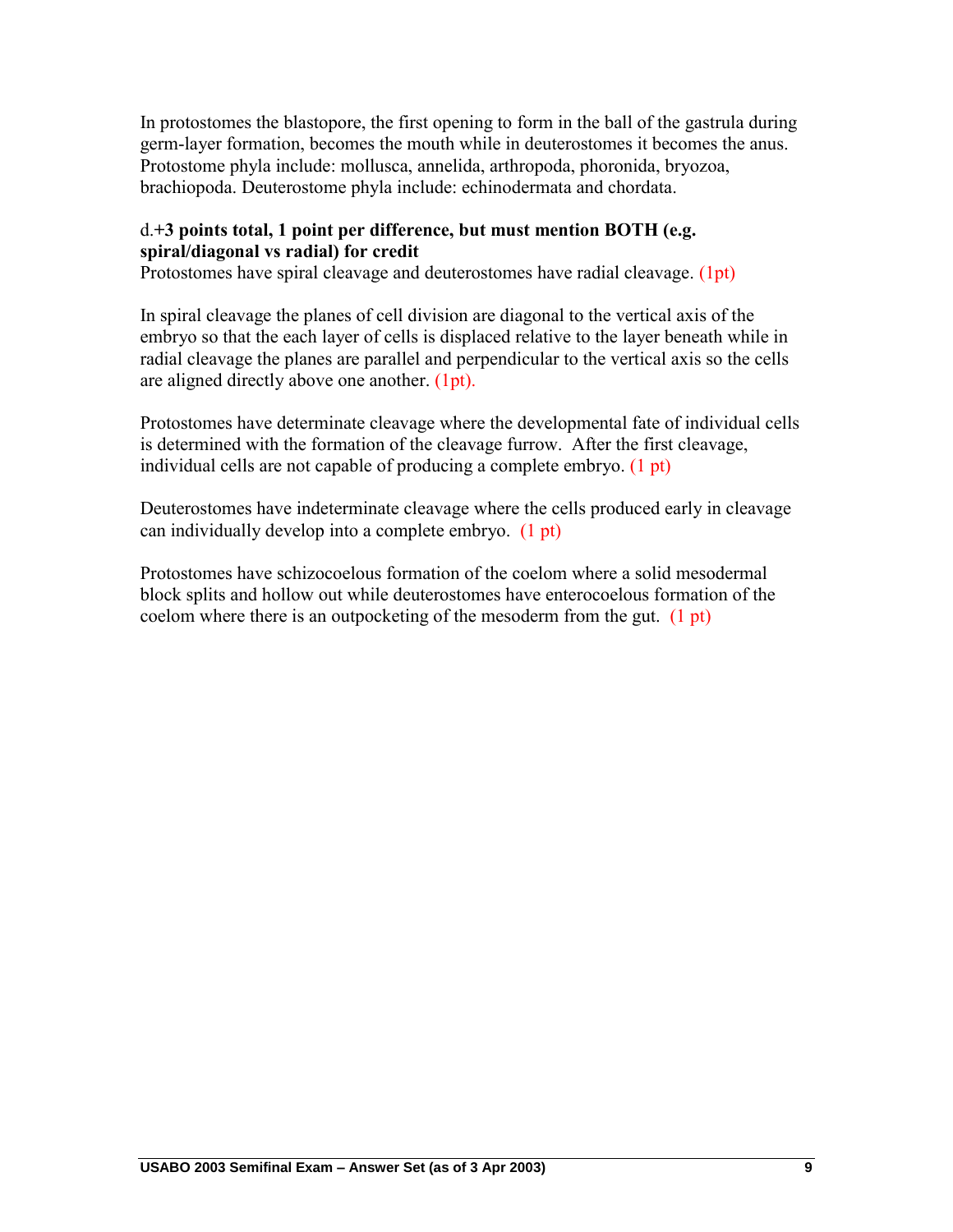In protostomes the blastopore, the first opening to form in the ball of the gastrula during germ-layer formation, becomes the mouth while in deuterostomes it becomes the anus. Protostome phyla include: mollusca, annelida, arthropoda, phoronida, bryozoa, brachiopoda. Deuterostome phyla include: echinodermata and chordata.

d.**+3 points total, 1 point per difference, but must mention BOTH (e.g. spiral/diagonal vs radial) for credit**

Protostomes have spiral cleavage and deuterostomes have radial cleavage. (1pt)

In spiral cleavage the planes of cell division are diagonal to the vertical axis of the embryo so that the each layer of cells is displaced relative to the layer beneath while in radial cleavage the planes are parallel and perpendicular to the vertical axis so the cells are aligned directly above one another. (1pt).

Protostomes have determinate cleavage where the developmental fate of individual cells is determined with the formation of the cleavage furrow. After the first cleavage, individual cells are not capable of producing a complete embryo. (1 pt)

Deuterostomes have indeterminate cleavage where the cells produced early in cleavage can individually develop into a complete embryo. (1 pt)

Protostomes have schizocoelous formation of the coelom where a solid mesodermal block splits and hollow out while deuterostomes have enterocoelous formation of the coelom where there is an outpocketing of the mesoderm from the gut. (1 pt)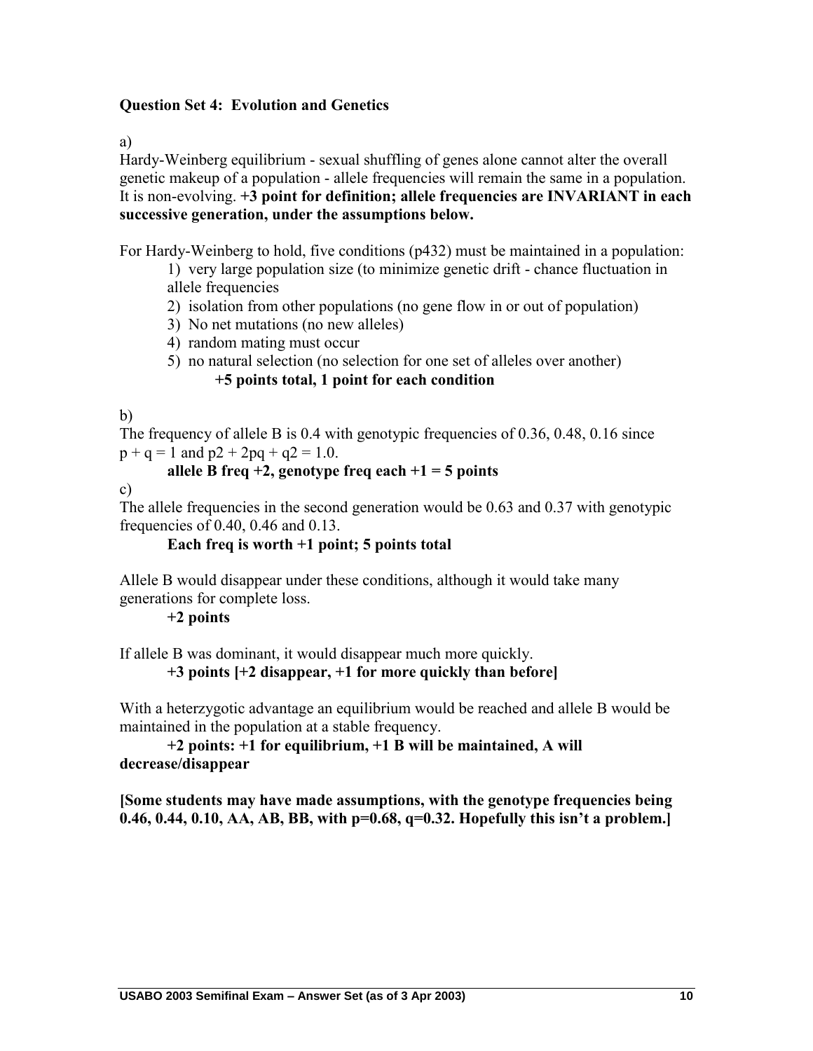**Question Set 4: Evolution and Genetics**

a)

Hardy-Weinberg equilibrium - sexual shuffling of genes alone cannot alter the overall genetic makeup of a population - allele frequencies will remain the same in a population. It is non-evolving. **+3 point for definition; allele frequencies are INVARIANT in each successive generation, under the assumptions below.**

For Hardy-Weinberg to hold, five conditions (p432) must be maintained in a population:

1) very large population size (to minimize genetic drift - chance fluctuation in allele frequencies
2) isolation from other populations (no gene flow in or out of population)
3) No net mutations (no new alleles)
4) random mating must occur
5) no natural selection (no selection for one set of alleles over another)

**+5 points total, 1 point for each condition**

b)

The frequency of allele B is 0.4 with genotypic frequencies of 0.36, 0.48, 0.16 since $p + q = 1$ and $p2 + 2pq + q2 = 1.0$.

**allele B freq +2, genotype freq each +1 = 5 points**

c)

The allele frequencies in the second generation would be 0.63 and 0.37 with genotypic frequencies of 0.40, 0.46 and 0.13.

**Each freq is worth +1 point; 5 points total**

Allele B would disappear under these conditions, although it would take many generations for complete loss.

**+2 points**

If allele B was dominant, it would disappear much more quickly.

**+3 points [+2 disappear, +1 for more quickly than before]**

With a heterzygotic advantage an equilibrium would be reached and allele B would be maintained in the population at a stable frequency.

**+2 points: +1 for equilibrium, +1 B will be maintained, A will decrease/disappear**

**[Some students may have made assumptions, with the genotype frequencies being 0.46, 0.44, 0.10, AA, AB, BB, with p=0.68, q=0.32. Hopefully this isn't a problem.]**